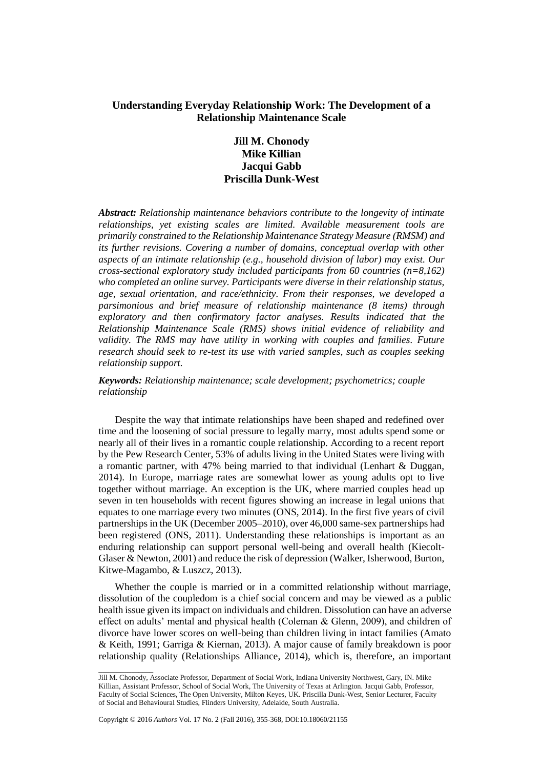# Understanding Everyday Relationship Work: The Development of a Relationship Maintenance Scale

**Jill M. Chonody**
**Mike Killian**
**Jacqui Gabb**
**Priscilla Dunk-West**

***Abstract:*** *Relationship maintenance behaviors contribute to the longevity of intimate relationships, yet existing scales are limited. Available measurement tools are primarily constrained to the Relationship Maintenance Strategy Measure (RMSM) and its further revisions. Covering a number of domains, conceptual overlap with other aspects of an intimate relationship (e.g., household division of labor) may exist. Our cross-sectional exploratory study included participants from 60 countries (n=8,162) who completed an online survey. Participants were diverse in their relationship status, age, sexual orientation, and race/ethnicity. From their responses, we developed a parsimonious and brief measure of relationship maintenance (8 items) through exploratory and then confirmatory factor analyses. Results indicated that the Relationship Maintenance Scale (RMS) shows initial evidence of reliability and validity. The RMS may have utility in working with couples and families. Future research should seek to re-test its use with varied samples, such as couples seeking relationship support.*

***Keywords:*** *Relationship maintenance; scale development; psychometrics; couple relationship*

Despite the way that intimate relationships have been shaped and redefined over time and the loosening of social pressure to legally marry, most adults spend some or nearly all of their lives in a romantic couple relationship. According to a recent report by the Pew Research Center, 53% of adults living in the United States were living with a romantic partner, with 47% being married to that individual (Lenhart & Duggan, 2014). In Europe, marriage rates are somewhat lower as young adults opt to live together without marriage. An exception is the UK, where married couples head up seven in ten households with recent figures showing an increase in legal unions that equates to one marriage every two minutes (ONS, 2014). In the first five years of civil partnerships in the UK (December 2005–2010), over 46,000 same-sex partnerships had been registered (ONS, 2011). Understanding these relationships is important as an enduring relationship can support personal well-being and overall health (Kiecolt-Glaser & Newton, 2001) and reduce the risk of depression (Walker, Isherwood, Burton, Kitwe-Magambo, & Luszcz, 2013).

Whether the couple is married or in a committed relationship without marriage, dissolution of the coupledom is a chief social concern and may be viewed as a public health issue given its impact on individuals and children. Dissolution can have an adverse effect on adults' mental and physical health (Coleman & Glenn, 2009), and children of divorce have lower scores on well-being than children living in intact families (Amato & Keith, 1991; Garriga & Kiernan, 2013). A major cause of family breakdown is poor relationship quality (Relationships Alliance, 2014), which is, therefore, an important

---

Jill M. Chonody, Associate Professor, Department of Social Work, Indiana University Northwest, Gary, IN. Mike Killian, Assistant Professor, School of Social Work, The University of Texas at Arlington. Jacqui Gabb, Professor, Faculty of Social Sciences, The Open University, Milton Keyes, UK. Priscilla Dunk-West, Senior Lecturer, Faculty of Social and Behavioural Studies, Flinders University, Adelaide, South Australia.

Copyright © 2016 *Authors* Vol. 17 No. 2 (Fall 2016), 355-368, DOI:10.18060/21155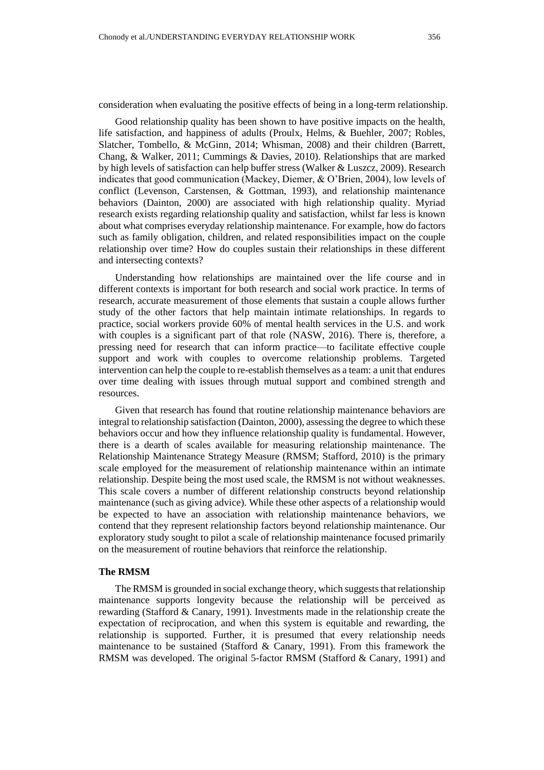consideration when evaluating the positive effects of being in a long-term relationship.

Good relationship quality has been shown to have positive impacts on the health, life satisfaction, and happiness of adults (Proulx, Helms, & Buehler, 2007; Robles, Slatcher, Tombello, & McGinn, 2014; Whisman, 2008) and their children (Barrett, Chang, & Walker, 2011; Cummings & Davies, 2010). Relationships that are marked by high levels of satisfaction can help buffer stress (Walker & Luszcz, 2009). Research indicates that good communication (Mackey, Diemer, & O'Brien, 2004), low levels of conflict (Levenson, Carstensen, & Gottman, 1993), and relationship maintenance behaviors (Dainton, 2000) are associated with high relationship quality. Myriad research exists regarding relationship quality and satisfaction, whilst far less is known about what comprises everyday relationship maintenance. For example, how do factors such as family obligation, children, and related responsibilities impact on the couple relationship over time? How do couples sustain their relationships in these different and intersecting contexts?

Understanding how relationships are maintained over the life course and in different contexts is important for both research and social work practice. In terms of research, accurate measurement of those elements that sustain a couple allows further study of the other factors that help maintain intimate relationships. In regards to practice, social workers provide 60% of mental health services in the U.S. and work with couples is a significant part of that role (NASW, 2016). There is, therefore, a pressing need for research that can inform practice—to facilitate effective couple support and work with couples to overcome relationship problems. Targeted intervention can help the couple to re-establish themselves as a team: a unit that endures over time dealing with issues through mutual support and combined strength and resources.

Given that research has found that routine relationship maintenance behaviors are integral to relationship satisfaction (Dainton, 2000), assessing the degree to which these behaviors occur and how they influence relationship quality is fundamental. However, there is a dearth of scales available for measuring relationship maintenance. The Relationship Maintenance Strategy Measure (RMSM; Stafford, 2010) is the primary scale employed for the measurement of relationship maintenance within an intimate relationship. Despite being the most used scale, the RMSM is not without weaknesses. This scale covers a number of different relationship constructs beyond relationship maintenance (such as giving advice). While these other aspects of a relationship would be expected to have an association with relationship maintenance behaviors, we contend that they represent relationship factors beyond relationship maintenance. Our exploratory study sought to pilot a scale of relationship maintenance focused primarily on the measurement of routine behaviors that reinforce the relationship.

### The RMSM

The RMSM is grounded in social exchange theory, which suggests that relationship maintenance supports longevity because the relationship will be perceived as rewarding (Stafford & Canary, 1991). Investments made in the relationship create the expectation of reciprocation, and when this system is equitable and rewarding, the relationship is supported. Further, it is presumed that every relationship needs maintenance to be sustained (Stafford & Canary, 1991). From this framework the RMSM was developed. The original 5-factor RMSM (Stafford & Canary, 1991) and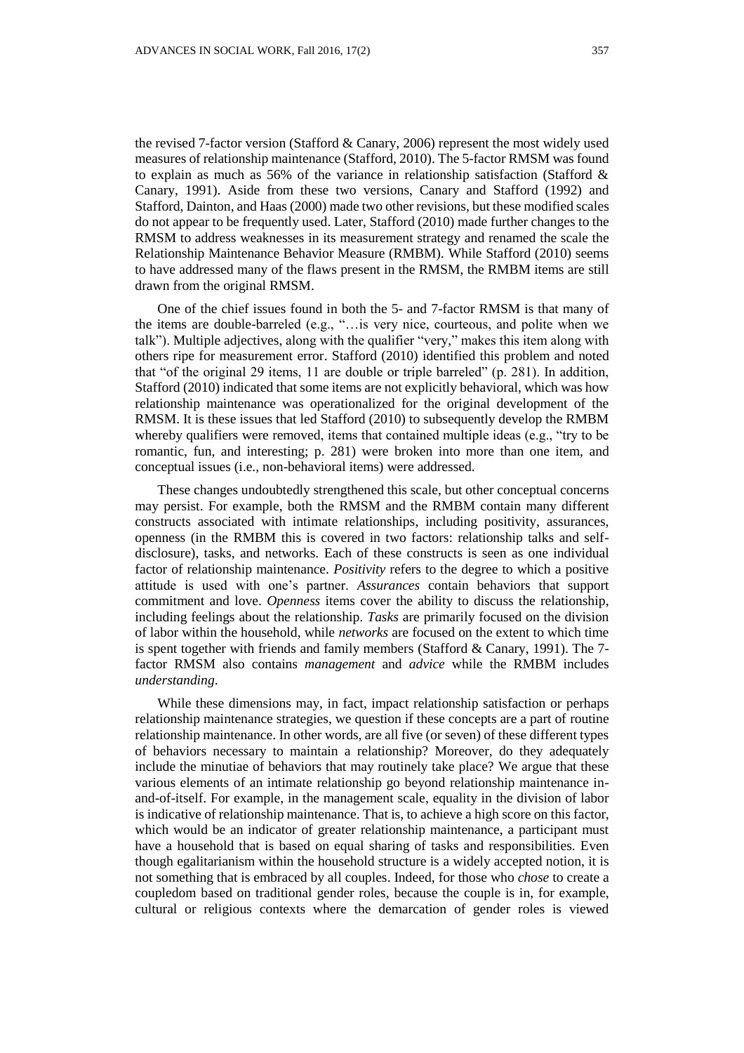the revised 7-factor version (Stafford & Canary, 2006) represent the most widely used measures of relationship maintenance (Stafford, 2010). The 5-factor RMSM was found to explain as much as 56% of the variance in relationship satisfaction (Stafford & Canary, 1991). Aside from these two versions, Canary and Stafford (1992) and Stafford, Dainton, and Haas (2000) made two other revisions, but these modified scales do not appear to be frequently used. Later, Stafford (2010) made further changes to the RMSM to address weaknesses in its measurement strategy and renamed the scale the Relationship Maintenance Behavior Measure (RMBM). While Stafford (2010) seems to have addressed many of the flaws present in the RMSM, the RMBM items are still drawn from the original RMSM.

One of the chief issues found in both the 5- and 7-factor RMSM is that many of the items are double-barreled (e.g., "…is very nice, courteous, and polite when we talk"). Multiple adjectives, along with the qualifier "very," makes this item along with others ripe for measurement error. Stafford (2010) identified this problem and noted that "of the original 29 items, 11 are double or triple barreled" (p. 281). In addition, Stafford (2010) indicated that some items are not explicitly behavioral, which was how relationship maintenance was operationalized for the original development of the RMSM. It is these issues that led Stafford (2010) to subsequently develop the RMBM whereby qualifiers were removed, items that contained multiple ideas (e.g., "try to be romantic, fun, and interesting; p. 281) were broken into more than one item, and conceptual issues (i.e., non-behavioral items) were addressed.

These changes undoubtedly strengthened this scale, but other conceptual concerns may persist. For example, both the RMSM and the RMBM contain many different constructs associated with intimate relationships, including positivity, assurances, openness (in the RMBM this is covered in two factors: relationship talks and self-disclosure), tasks, and networks. Each of these constructs is seen as one individual factor of relationship maintenance. *Positivity* refers to the degree to which a positive attitude is used with one's partner. *Assurances* contain behaviors that support commitment and love. *Openness* items cover the ability to discuss the relationship, including feelings about the relationship. *Tasks* are primarily focused on the division of labor within the household, while *networks* are focused on the extent to which time is spent together with friends and family members (Stafford & Canary, 1991). The 7-factor RMSM also contains *management* and *advice* while the RMBM includes *understanding*.

While these dimensions may, in fact, impact relationship satisfaction or perhaps relationship maintenance strategies, we question if these concepts are a part of routine relationship maintenance. In other words, are all five (or seven) of these different types of behaviors necessary to maintain a relationship? Moreover, do they adequately include the minutiae of behaviors that may routinely take place? We argue that these various elements of an intimate relationship go beyond relationship maintenance in-and-of-itself. For example, in the management scale, equality in the division of labor is indicative of relationship maintenance. That is, to achieve a high score on this factor, which would be an indicator of greater relationship maintenance, a participant must have a household that is based on equal sharing of tasks and responsibilities. Even though egalitarianism within the household structure is a widely accepted notion, it is not something that is embraced by all couples. Indeed, for those who *chose* to create a coupledom based on traditional gender roles, because the couple is in, for example, cultural or religious contexts where the demarcation of gender roles is viewed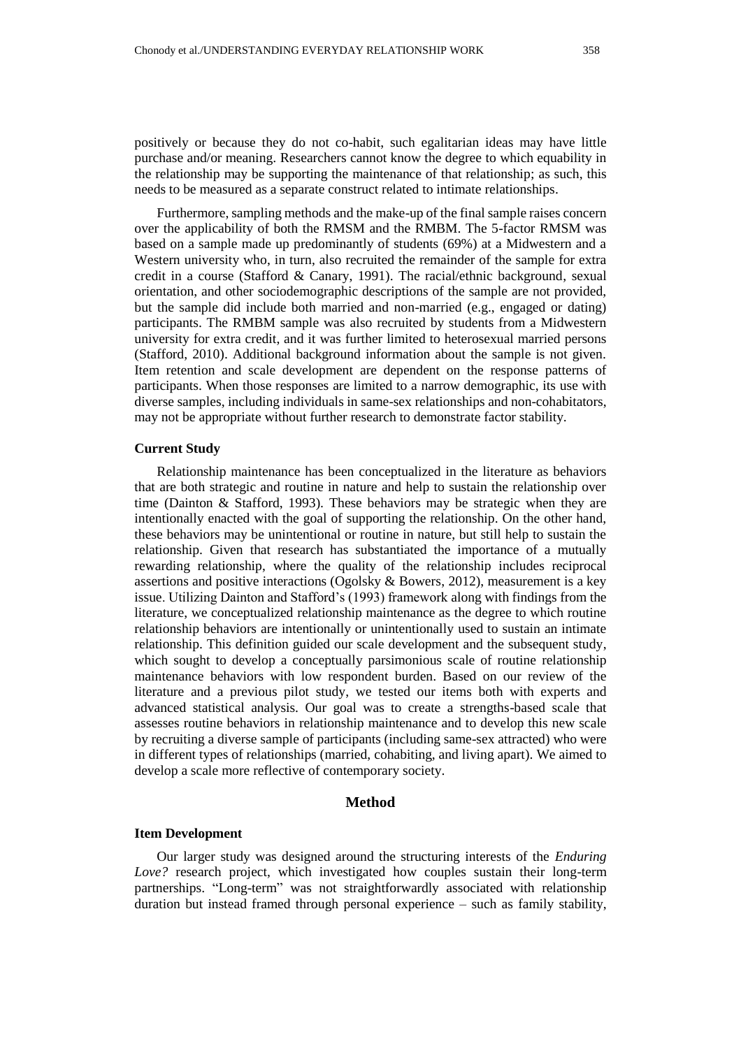positively or because they do not co-habit, such egalitarian ideas may have little purchase and/or meaning. Researchers cannot know the degree to which equability in the relationship may be supporting the maintenance of that relationship; as such, this needs to be measured as a separate construct related to intimate relationships.

Furthermore, sampling methods and the make-up of the final sample raises concern over the applicability of both the RMSM and the RMBM. The 5-factor RMSM was based on a sample made up predominantly of students (69%) at a Midwestern and a Western university who, in turn, also recruited the remainder of the sample for extra credit in a course (Stafford & Canary, 1991). The racial/ethnic background, sexual orientation, and other sociodemographic descriptions of the sample are not provided, but the sample did include both married and non-married (e.g., engaged or dating) participants. The RMBM sample was also recruited by students from a Midwestern university for extra credit, and it was further limited to heterosexual married persons (Stafford, 2010). Additional background information about the sample is not given. Item retention and scale development are dependent on the response patterns of participants. When those responses are limited to a narrow demographic, its use with diverse samples, including individuals in same-sex relationships and non-cohabitators, may not be appropriate without further research to demonstrate factor stability.

### Current Study

Relationship maintenance has been conceptualized in the literature as behaviors that are both strategic and routine in nature and help to sustain the relationship over time (Dainton & Stafford, 1993). These behaviors may be strategic when they are intentionally enacted with the goal of supporting the relationship. On the other hand, these behaviors may be unintentional or routine in nature, but still help to sustain the relationship. Given that research has substantiated the importance of a mutually rewarding relationship, where the quality of the relationship includes reciprocal assertions and positive interactions (Ogolsky & Bowers, 2012), measurement is a key issue. Utilizing Dainton and Stafford's (1993) framework along with findings from the literature, we conceptualized relationship maintenance as the degree to which routine relationship behaviors are intentionally or unintentionally used to sustain an intimate relationship. This definition guided our scale development and the subsequent study, which sought to develop a conceptually parsimonious scale of routine relationship maintenance behaviors with low respondent burden. Based on our review of the literature and a previous pilot study, we tested our items both with experts and advanced statistical analysis. Our goal was to create a strengths-based scale that assesses routine behaviors in relationship maintenance and to develop this new scale by recruiting a diverse sample of participants (including same-sex attracted) who were in different types of relationships (married, cohabiting, and living apart). We aimed to develop a scale more reflective of contemporary society.

## Method

### Item Development

Our larger study was designed around the structuring interests of the *Enduring Love?* research project, which investigated how couples sustain their long-term partnerships. "Long-term" was not straightforwardly associated with relationship duration but instead framed through personal experience – such as family stability,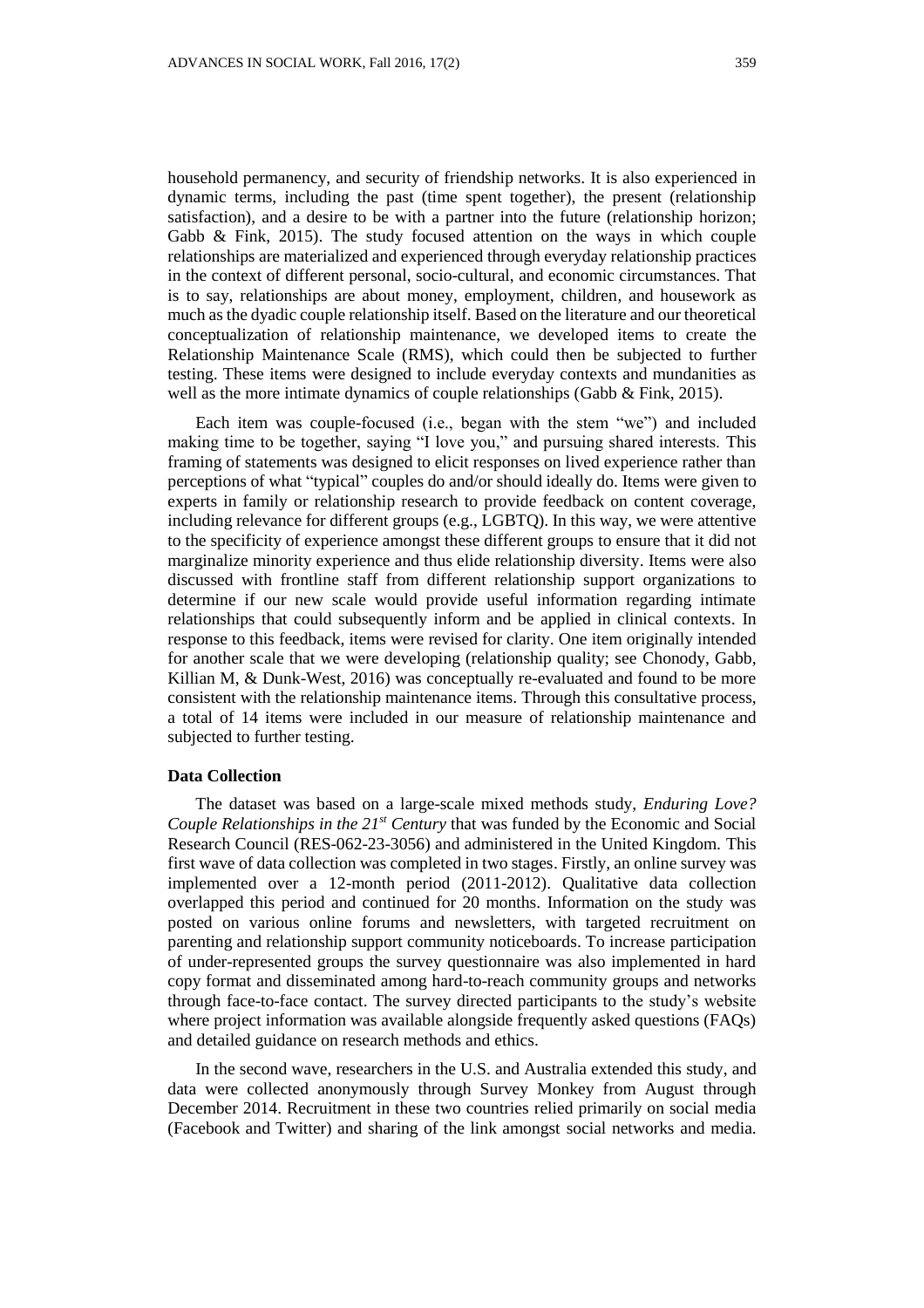household permanency, and security of friendship networks. It is also experienced in dynamic terms, including the past (time spent together), the present (relationship satisfaction), and a desire to be with a partner into the future (relationship horizon; Gabb & Fink, 2015). The study focused attention on the ways in which couple relationships are materialized and experienced through everyday relationship practices in the context of different personal, socio-cultural, and economic circumstances. That is to say, relationships are about money, employment, children, and housework as much as the dyadic couple relationship itself. Based on the literature and our theoretical conceptualization of relationship maintenance, we developed items to create the Relationship Maintenance Scale (RMS), which could then be subjected to further testing. These items were designed to include everyday contexts and mundanities as well as the more intimate dynamics of couple relationships (Gabb & Fink, 2015).

Each item was couple-focused (i.e., began with the stem "we") and included making time to be together, saying "I love you," and pursuing shared interests. This framing of statements was designed to elicit responses on lived experience rather than perceptions of what "typical" couples do and/or should ideally do. Items were given to experts in family or relationship research to provide feedback on content coverage, including relevance for different groups (e.g., LGBTQ). In this way, we were attentive to the specificity of experience amongst these different groups to ensure that it did not marginalize minority experience and thus elide relationship diversity. Items were also discussed with frontline staff from different relationship support organizations to determine if our new scale would provide useful information regarding intimate relationships that could subsequently inform and be applied in clinical contexts. In response to this feedback, items were revised for clarity. One item originally intended for another scale that we were developing (relationship quality; see Chonody, Gabb, Killian M, & Dunk-West, 2016) was conceptually re-evaluated and found to be more consistent with the relationship maintenance items. Through this consultative process, a total of 14 items were included in our measure of relationship maintenance and subjected to further testing.

### Data Collection

The dataset was based on a large-scale mixed methods study, *Enduring Love? Couple Relationships in the 21st Century* that was funded by the Economic and Social Research Council (RES-062-23-3056) and administered in the United Kingdom. This first wave of data collection was completed in two stages. Firstly, an online survey was implemented over a 12-month period (2011-2012). Qualitative data collection overlapped this period and continued for 20 months. Information on the study was posted on various online forums and newsletters, with targeted recruitment on parenting and relationship support community noticeboards. To increase participation of under-represented groups the survey questionnaire was also implemented in hard copy format and disseminated among hard-to-reach community groups and networks through face-to-face contact. The survey directed participants to the study's website where project information was available alongside frequently asked questions (FAQs) and detailed guidance on research methods and ethics.

In the second wave, researchers in the U.S. and Australia extended this study, and data were collected anonymously through Survey Monkey from August through December 2014. Recruitment in these two countries relied primarily on social media (Facebook and Twitter) and sharing of the link amongst social networks and media.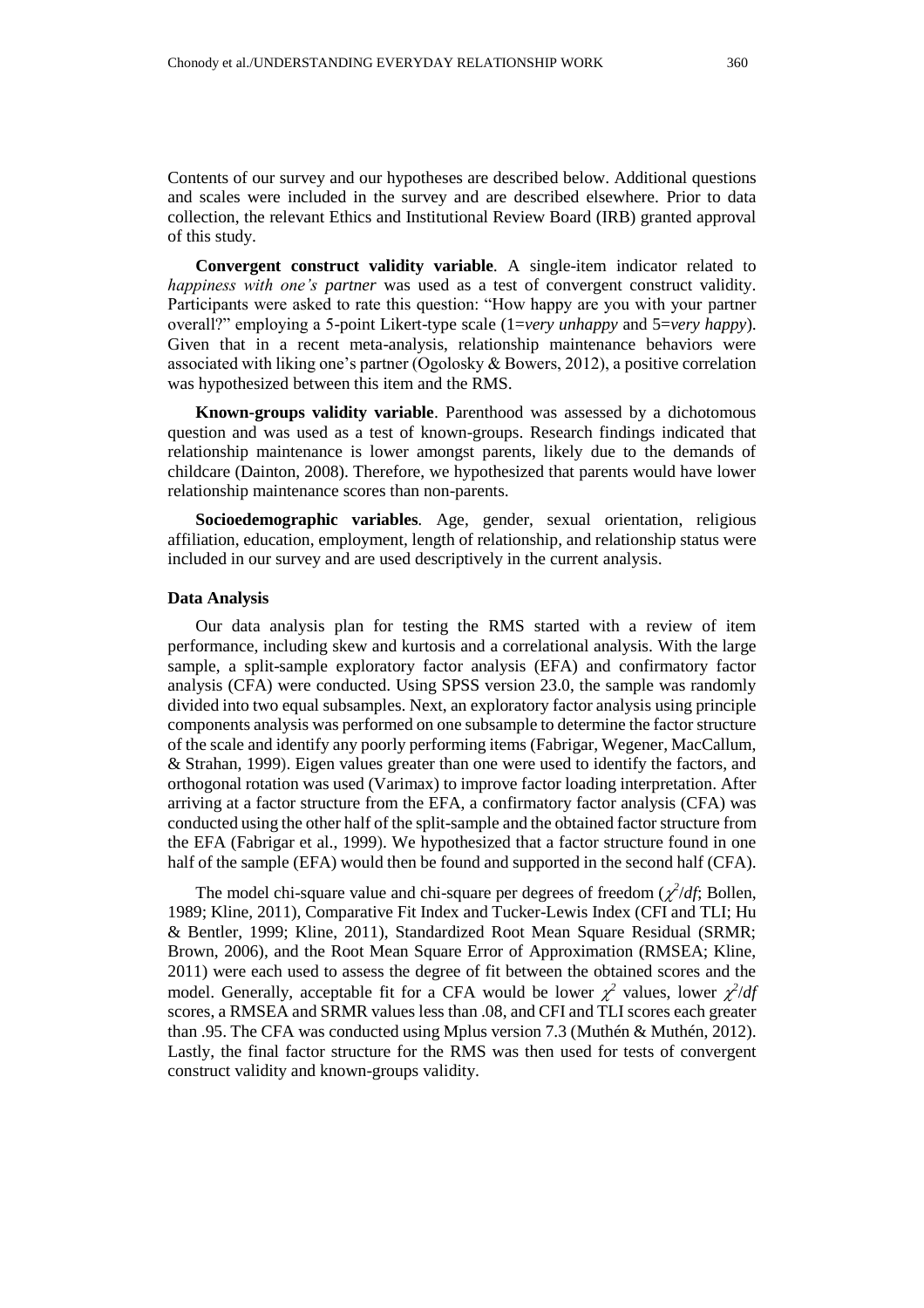Contents of our survey and our hypotheses are described below. Additional questions and scales were included in the survey and are described elsewhere. Prior to data collection, the relevant Ethics and Institutional Review Board (IRB) granted approval of this study.

**Convergent construct validity variable**. A single-item indicator related to *happiness with one's partner* was used as a test of convergent construct validity. Participants were asked to rate this question: "How happy are you with your partner overall?" employing a 5-point Likert-type scale (1=*very unhappy* and 5=*very happy*). Given that in a recent meta-analysis, relationship maintenance behaviors were associated with liking one's partner (Ogolosky & Bowers, 2012), a positive correlation was hypothesized between this item and the RMS.

**Known-groups validity variable**. Parenthood was assessed by a dichotomous question and was used as a test of known-groups. Research findings indicated that relationship maintenance is lower amongst parents, likely due to the demands of childcare (Dainton, 2008). Therefore, we hypothesized that parents would have lower relationship maintenance scores than non-parents.

**Socioedemographic variables**. Age, gender, sexual orientation, religious affiliation, education, employment, length of relationship, and relationship status were included in our survey and are used descriptively in the current analysis.

### Data Analysis

Our data analysis plan for testing the RMS started with a review of item performance, including skew and kurtosis and a correlational analysis. With the large sample, a split-sample exploratory factor analysis (EFA) and confirmatory factor analysis (CFA) were conducted. Using SPSS version 23.0, the sample was randomly divided into two equal subsamples. Next, an exploratory factor analysis using principle components analysis was performed on one subsample to determine the factor structure of the scale and identify any poorly performing items (Fabrigar, Wegener, MacCallum, & Strahan, 1999). Eigen values greater than one were used to identify the factors, and orthogonal rotation was used (Varimax) to improve factor loading interpretation. After arriving at a factor structure from the EFA, a confirmatory factor analysis (CFA) was conducted using the other half of the split-sample and the obtained factor structure from the EFA (Fabrigar et al., 1999). We hypothesized that a factor structure found in one half of the sample (EFA) would then be found and supported in the second half (CFA).

The model chi-square value and chi-square per degrees of freedom ($\chi^2/df$; Bollen, 1989; Kline, 2011), Comparative Fit Index and Tucker-Lewis Index (CFI and TLI; Hu & Bentler, 1999; Kline, 2011), Standardized Root Mean Square Residual (SRMR; Brown, 2006), and the Root Mean Square Error of Approximation (RMSEA; Kline, 2011) were each used to assess the degree of fit between the obtained scores and the model. Generally, acceptable fit for a CFA would be lower $\chi^2$ values, lower $\chi^2/df$ scores, a RMSEA and SRMR values less than .08, and CFI and TLI scores each greater than .95. The CFA was conducted using Mplus version 7.3 (Muthén & Muthén, 2012). Lastly, the final factor structure for the RMS was then used for tests of convergent construct validity and known-groups validity.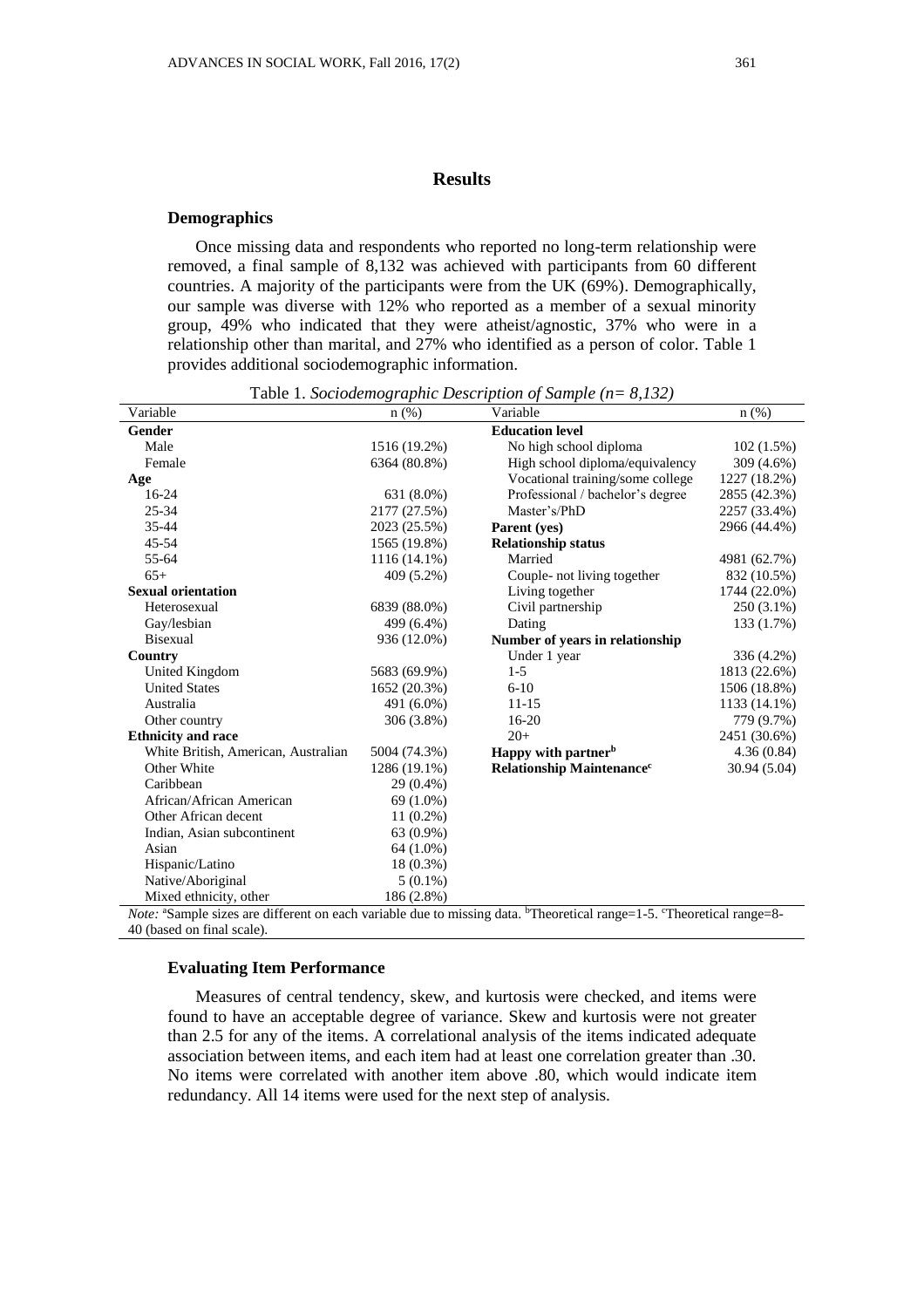## Results

### Demographics

Once missing data and respondents who reported no long-term relationship were removed, a final sample of 8,132 was achieved with participants from 60 different countries. A majority of the participants were from the UK (69%). Demographically, our sample was diverse with 12% who reported as a member of a sexual minority group, 49% who indicated that they were atheist/agnostic, 37% who were in a relationship other than marital, and 27% who identified as a person of color. Table 1 provides additional sociodemographic information.

Table 1. *Sociodemographic Description of Sample (n= 8,132)*

| Variable | n (%) | Variable | n (%) |
|---|---|---|---|
| **Gender** | | **Education level** | |
| Male | 1516 (19.2%) | No high school diploma | 102 (1.5%) |
| Female | 6364 (80.8%) | High school diploma/equivalency | 309 (4.6%) |
| **Age** | | Vocational training/some college | 1227 (18.2%) |
| 16-24 | 631 (8.0%) | Professional / bachelor's degree | 2855 (42.3%) |
| 25-34 | 2177 (27.5%) | Master's/PhD | 2257 (33.4%) |
| 35-44 | 2023 (25.5%) | **Parent (yes)** | 2966 (44.4%) |
| 45-54 | 1565 (19.8%) | **Relationship status** | |
| 55-64 | 1116 (14.1%) | Married | 4981 (62.7%) |
| 65+ | 409 (5.2%) | Couple- not living together | 832 (10.5%) |
| **Sexual orientation** | | Living together | 1744 (22.0%) |
| Heterosexual | 6839 (88.0%) | Civil partnership | 250 (3.1%) |
| Gay/lesbian | 499 (6.4%) | Dating | 133 (1.7%) |
| Bisexual | 936 (12.0%) | **Number of years in relationship** | |
| **Country** | | Under 1 year | 336 (4.2%) |
| United Kingdom | 5683 (69.9%) | 1-5 | 1813 (22.6%) |
| United States | 1652 (20.3%) | 6-10 | 1506 (18.8%) |
| Australia | 491 (6.0%) | 11-15 | 1133 (14.1%) |
| Other country | 306 (3.8%) | 16-20 | 779 (9.7%) |
| **Ethnicity and race** | | 20+ | 2451 (30.6%) |
| White British, American, Australian | 5004 (74.3%) | **Happy with partner**[b] | 4.36 (0.84) |
| Other White | 1286 (19.1%) | **Relationship Maintenance**[c] | 30.94 (5.04) |
| Caribbean | 29 (0.4%) | | |
| African/African American | 69 (1.0%) | | |
| Other African decent | 11 (0.2%) | | |
| Indian, Asian subcontinent | 63 (0.9%) | | |
| Asian | 64 (1.0%) | | |
| Hispanic/Latino | 18 (0.3%) | | |
| Native/Aboriginal | 5 (0.1%) | | |
| Mixed ethnicity, other | 186 (2.8%) | | |

*Note:* [a]Sample sizes are different on each variable due to missing data. [b]Theoretical range=1-5. [c]Theoretical range=8-40 (based on final scale).

### Evaluating Item Performance

Measures of central tendency, skew, and kurtosis were checked, and items were found to have an acceptable degree of variance. Skew and kurtosis were not greater than 2.5 for any of the items. A correlational analysis of the items indicated adequate association between items, and each item had at least one correlation greater than .30. No items were correlated with another item above .80, which would indicate item redundancy. All 14 items were used for the next step of analysis.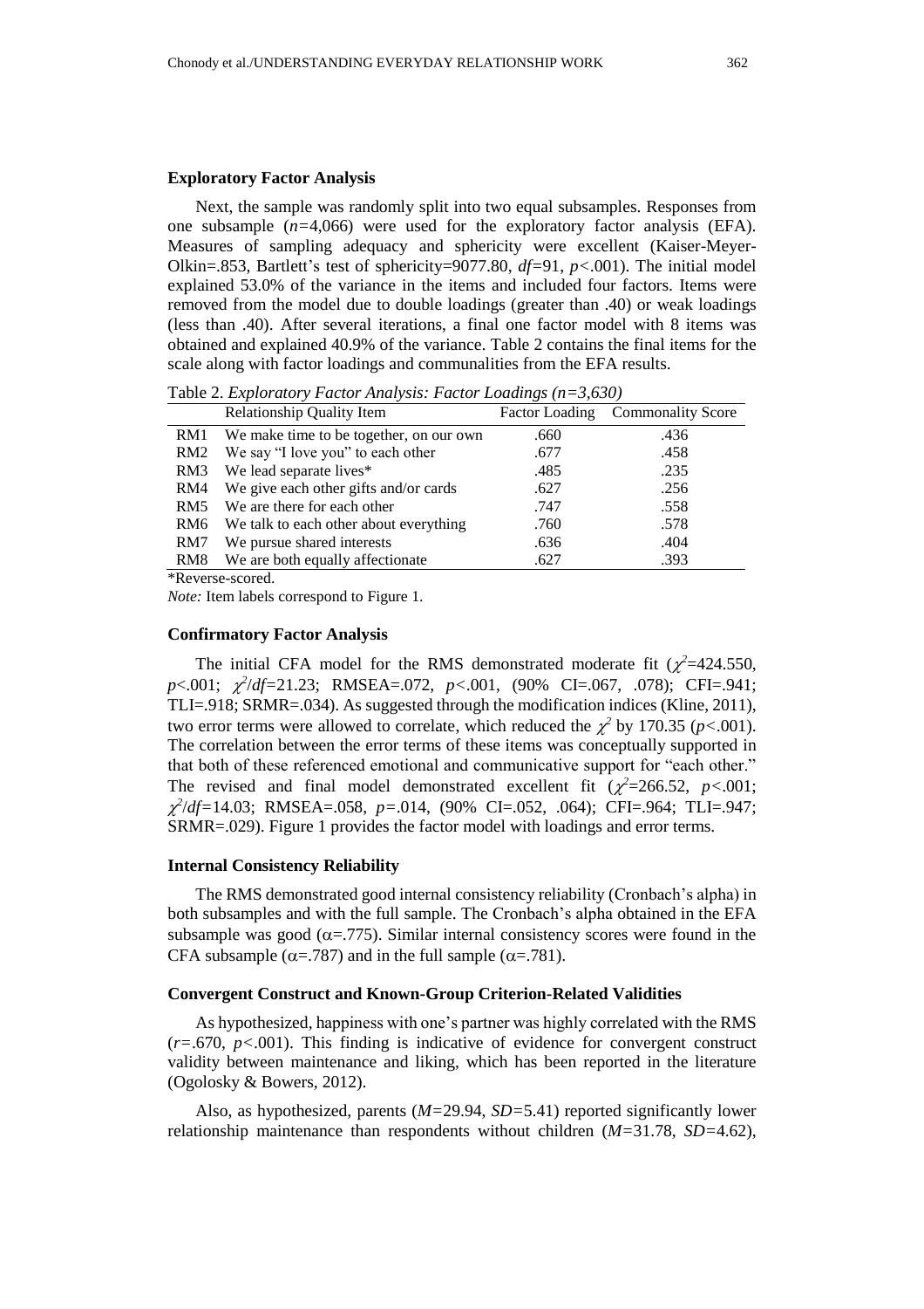### Exploratory Factor Analysis

Next, the sample was randomly split into two equal subsamples. Responses from one subsample ($n$=4,066) were used for the exploratory factor analysis (EFA). Measures of sampling adequacy and sphericity were excellent (Kaiser-Meyer-Olkin=.853, Bartlett's test of sphericity=9077.80, $df$=91, $p$<.001). The initial model explained 53.0% of the variance in the items and included four factors. Items were removed from the model due to double loadings (greater than .40) or weak loadings (less than .40). After several iterations, a final one factor model with 8 items was obtained and explained 40.9% of the variance. Table 2 contains the final items for the scale along with factor loadings and communalities from the EFA results.

Table 2. *Exploratory Factor Analysis: Factor Loadings (n=3,630)*

| | Relationship Quality Item | Factor Loading | Commonality Score |
|---|---|---|---|
| RM1 | We make time to be together, on our own | .660 | .436 |
| RM2 | We say "I love you" to each other | .677 | .458 |
| RM3 | We lead separate lives* | .485 | .235 |
| RM4 | We give each other gifts and/or cards | .627 | .256 |
| RM5 | We are there for each other | .747 | .558 |
| RM6 | We talk to each other about everything | .760 | .578 |
| RM7 | We pursue shared interests | .636 | .404 |
| RM8 | We are both equally affectionate | .627 | .393 |

*Reverse-scored.

*Note:* Item labels correspond to Figure 1.

### Confirmatory Factor Analysis

The initial CFA model for the RMS demonstrated moderate fit ($\chi^2$=424.550, $p$<.001; $\chi^2/df$=21.23; RMSEA=.072, $p$<.001, (90% CI=.067, .078); CFI=.941; TLI=.918; SRMR=.034). As suggested through the modification indices (Kline, 2011), two error terms were allowed to correlate, which reduced the $\chi^2$ by 170.35 ($p$<.001). The correlation between the error terms of these items was conceptually supported in that both of these referenced emotional and communicative support for "each other." The revised and final model demonstrated excellent fit ($\chi^2$=266.52, $p$<.001; $\chi^2/df$=14.03; RMSEA=.058, $p$=.014, (90% CI=.052, .064); CFI=.964; TLI=.947; SRMR=.029). Figure 1 provides the factor model with loadings and error terms.

### Internal Consistency Reliability

The RMS demonstrated good internal consistency reliability (Cronbach's alpha) in both subsamples and with the full sample. The Cronbach's alpha obtained in the EFA subsample was good ($\alpha$=.775). Similar internal consistency scores were found in the CFA subsample ($\alpha$=.787) and in the full sample ($\alpha$=.781).

### Convergent Construct and Known-Group Criterion-Related Validities

As hypothesized, happiness with one's partner was highly correlated with the RMS ($r$=.670, $p$<.001). This finding is indicative of evidence for convergent construct validity between maintenance and liking, which has been reported in the literature (Ogolosky & Bowers, 2012).

Also, as hypothesized, parents ($M$=29.94, $SD$=5.41) reported significantly lower relationship maintenance than respondents without children ($M$=31.78, $SD$=4.62),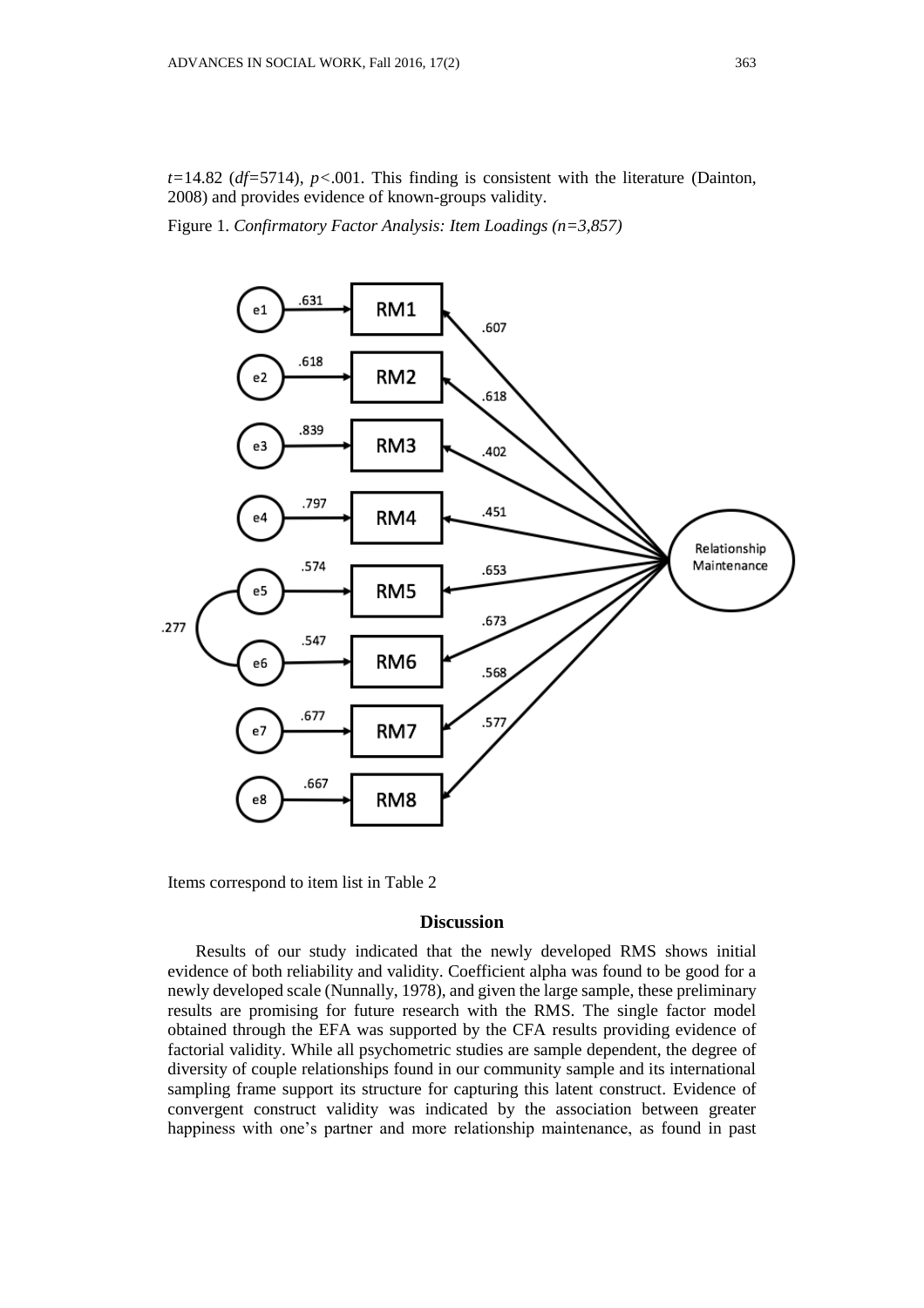$t$=14.82 ($df$=5714), $p$<.001. This finding is consistent with the literature (Dainton, 2008) and provides evidence of known-groups validity.

Figure 1. *Confirmatory Factor Analysis: Item Loadings (n=3,857)*

Items correspond to item list in Table 2

## Discussion

Results of our study indicated that the newly developed RMS shows initial evidence of both reliability and validity. Coefficient alpha was found to be good for a newly developed scale (Nunnally, 1978), and given the large sample, these preliminary results are promising for future research with the RMS. The single factor model obtained through the EFA was supported by the CFA results providing evidence of factorial validity. While all psychometric studies are sample dependent, the degree of diversity of couple relationships found in our community sample and its international sampling frame support its structure for capturing this latent construct. Evidence of convergent construct validity was indicated by the association between greater happiness with one's partner and more relationship maintenance, as found in past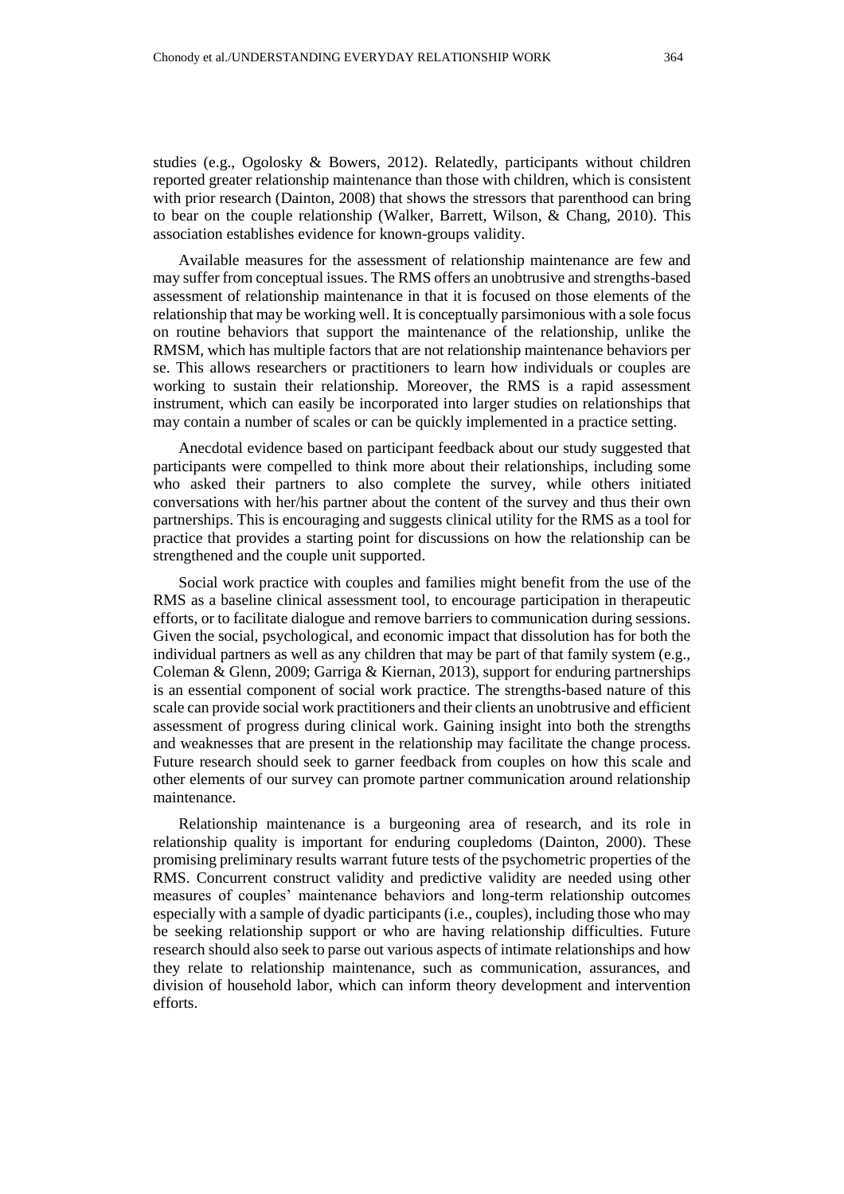studies (e.g., Ogolosky & Bowers, 2012). Relatedly, participants without children reported greater relationship maintenance than those with children, which is consistent with prior research (Dainton, 2008) that shows the stressors that parenthood can bring to bear on the couple relationship (Walker, Barrett, Wilson, & Chang, 2010). This association establishes evidence for known-groups validity.

Available measures for the assessment of relationship maintenance are few and may suffer from conceptual issues. The RMS offers an unobtrusive and strengths-based assessment of relationship maintenance in that it is focused on those elements of the relationship that may be working well. It is conceptually parsimonious with a sole focus on routine behaviors that support the maintenance of the relationship, unlike the RMSM, which has multiple factors that are not relationship maintenance behaviors per se. This allows researchers or practitioners to learn how individuals or couples are working to sustain their relationship. Moreover, the RMS is a rapid assessment instrument, which can easily be incorporated into larger studies on relationships that may contain a number of scales or can be quickly implemented in a practice setting.

Anecdotal evidence based on participant feedback about our study suggested that participants were compelled to think more about their relationships, including some who asked their partners to also complete the survey, while others initiated conversations with her/his partner about the content of the survey and thus their own partnerships. This is encouraging and suggests clinical utility for the RMS as a tool for practice that provides a starting point for discussions on how the relationship can be strengthened and the couple unit supported.

Social work practice with couples and families might benefit from the use of the RMS as a baseline clinical assessment tool, to encourage participation in therapeutic efforts, or to facilitate dialogue and remove barriers to communication during sessions. Given the social, psychological, and economic impact that dissolution has for both the individual partners as well as any children that may be part of that family system (e.g., Coleman & Glenn, 2009; Garriga & Kiernan, 2013), support for enduring partnerships is an essential component of social work practice. The strengths-based nature of this scale can provide social work practitioners and their clients an unobtrusive and efficient assessment of progress during clinical work. Gaining insight into both the strengths and weaknesses that are present in the relationship may facilitate the change process. Future research should seek to garner feedback from couples on how this scale and other elements of our survey can promote partner communication around relationship maintenance.

Relationship maintenance is a burgeoning area of research, and its role in relationship quality is important for enduring coupledoms (Dainton, 2000). These promising preliminary results warrant future tests of the psychometric properties of the RMS. Concurrent construct validity and predictive validity are needed using other measures of couples' maintenance behaviors and long-term relationship outcomes especially with a sample of dyadic participants (i.e., couples), including those who may be seeking relationship support or who are having relationship difficulties. Future research should also seek to parse out various aspects of intimate relationships and how they relate to relationship maintenance, such as communication, assurances, and division of household labor, which can inform theory development and intervention efforts.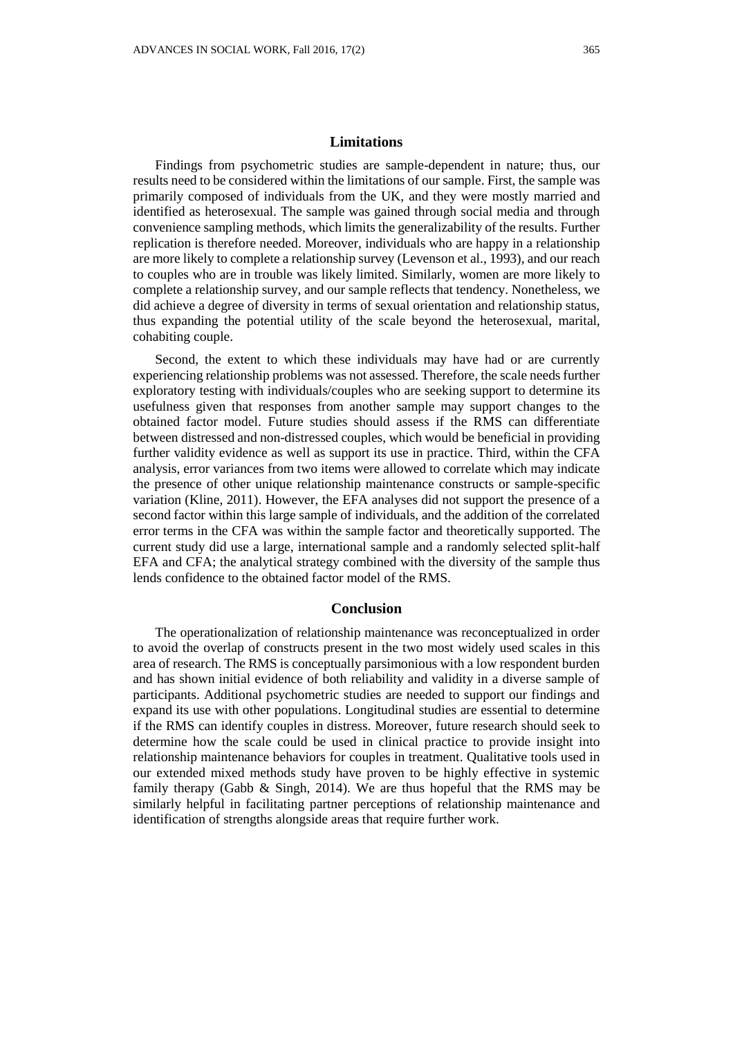## Limitations

Findings from psychometric studies are sample-dependent in nature; thus, our results need to be considered within the limitations of our sample. First, the sample was primarily composed of individuals from the UK, and they were mostly married and identified as heterosexual. The sample was gained through social media and through convenience sampling methods, which limits the generalizability of the results. Further replication is therefore needed. Moreover, individuals who are happy in a relationship are more likely to complete a relationship survey (Levenson et al., 1993), and our reach to couples who are in trouble was likely limited. Similarly, women are more likely to complete a relationship survey, and our sample reflects that tendency. Nonetheless, we did achieve a degree of diversity in terms of sexual orientation and relationship status, thus expanding the potential utility of the scale beyond the heterosexual, marital, cohabiting couple.

Second, the extent to which these individuals may have had or are currently experiencing relationship problems was not assessed. Therefore, the scale needs further exploratory testing with individuals/couples who are seeking support to determine its usefulness given that responses from another sample may support changes to the obtained factor model. Future studies should assess if the RMS can differentiate between distressed and non-distressed couples, which would be beneficial in providing further validity evidence as well as support its use in practice. Third, within the CFA analysis, error variances from two items were allowed to correlate which may indicate the presence of other unique relationship maintenance constructs or sample-specific variation (Kline, 2011). However, the EFA analyses did not support the presence of a second factor within this large sample of individuals, and the addition of the correlated error terms in the CFA was within the sample factor and theoretically supported. The current study did use a large, international sample and a randomly selected split-half EFA and CFA; the analytical strategy combined with the diversity of the sample thus lends confidence to the obtained factor model of the RMS.

## Conclusion

The operationalization of relationship maintenance was reconceptualized in order to avoid the overlap of constructs present in the two most widely used scales in this area of research. The RMS is conceptually parsimonious with a low respondent burden and has shown initial evidence of both reliability and validity in a diverse sample of participants. Additional psychometric studies are needed to support our findings and expand its use with other populations. Longitudinal studies are essential to determine if the RMS can identify couples in distress. Moreover, future research should seek to determine how the scale could be used in clinical practice to provide insight into relationship maintenance behaviors for couples in treatment. Qualitative tools used in our extended mixed methods study have proven to be highly effective in systemic family therapy (Gabb & Singh, 2014). We are thus hopeful that the RMS may be similarly helpful in facilitating partner perceptions of relationship maintenance and identification of strengths alongside areas that require further work.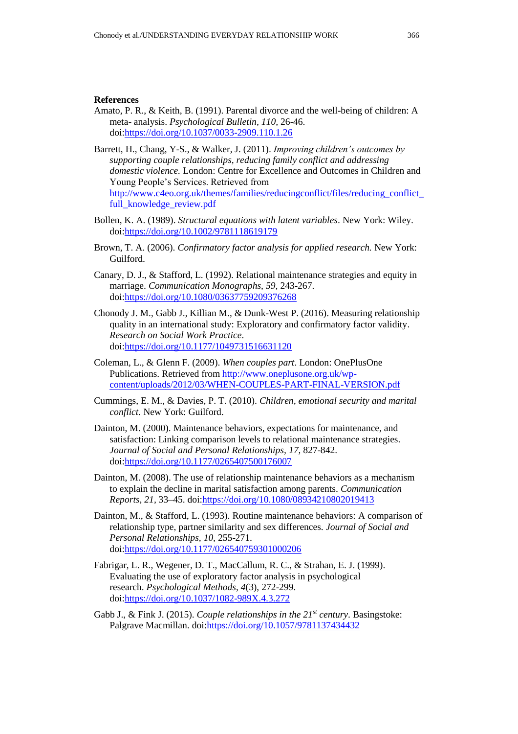**References**

Amato, P. R., & Keith, B. (1991). Parental divorce and the well-being of children: A meta- analysis. *Psychological Bulletin, 110*, 26-46. doi:https://doi.org/10.1037/0033-2909.110.1.26

Barrett, H., Chang, Y-S., & Walker, J. (2011). *Improving children's outcomes by supporting couple relationships, reducing family conflict and addressing domestic violence.* London: Centre for Excellence and Outcomes in Children and Young People's Services. Retrieved from http://www.c4eo.org.uk/themes/families/reducingconflict/files/reducing_conflict_full_knowledge_review.pdf

Bollen, K. A. (1989). *Structural equations with latent variables*. New York: Wiley. doi:https://doi.org/10.1002/9781118619179

Brown, T. A. (2006). *Confirmatory factor analysis for applied research.* New York: Guilford.

Canary, D. J., & Stafford, L. (1992). Relational maintenance strategies and equity in marriage. *Communication Monographs, 59*, 243-267. doi:https://doi.org/10.1080/03637759209376268

Chonody J. M., Gabb J., Killian M., & Dunk-West P. (2016). Measuring relationship quality in an international study: Exploratory and confirmatory factor validity. *Research on Social Work Practice*. doi:https://doi.org/10.1177/1049731516631120

Coleman, L., & Glenn F. (2009). *When couples part*. London: OnePlusOne Publications. Retrieved from http://www.oneplusone.org.uk/wp-content/uploads/2012/03/WHEN-COUPLES-PART-FINAL-VERSION.pdf

Cummings, E. M., & Davies, P. T. (2010). *Children, emotional security and marital conflict.* New York: Guilford.

Dainton, M. (2000). Maintenance behaviors, expectations for maintenance, and satisfaction: Linking comparison levels to relational maintenance strategies. *Journal of Social and Personal Relationships, 17*, 827-842. doi:https://doi.org/10.1177/0265407500176007

Dainton, M. (2008). The use of relationship maintenance behaviors as a mechanism to explain the decline in marital satisfaction among parents. *Communication Reports, 21*, 33–45. doi:https://doi.org/10.1080/08934210802019413

Dainton, M., & Stafford, L. (1993). Routine maintenance behaviors: A comparison of relationship type, partner similarity and sex differences. *Journal of Social and Personal Relationships, 10*, 255-271. doi:https://doi.org/10.1177/026540759301000206

Fabrigar, L. R., Wegener, D. T., MacCallum, R. C., & Strahan, E. J. (1999). Evaluating the use of exploratory factor analysis in psychological research. *Psychological Methods*, *4*(3), 272-299. doi:https://doi.org/10.1037/1082-989X.4.3.272

Gabb J., & Fink J. (2015). *Couple relationships in the 21st century*. Basingstoke: Palgrave Macmillan. doi:https://doi.org/10.1057/9781137434432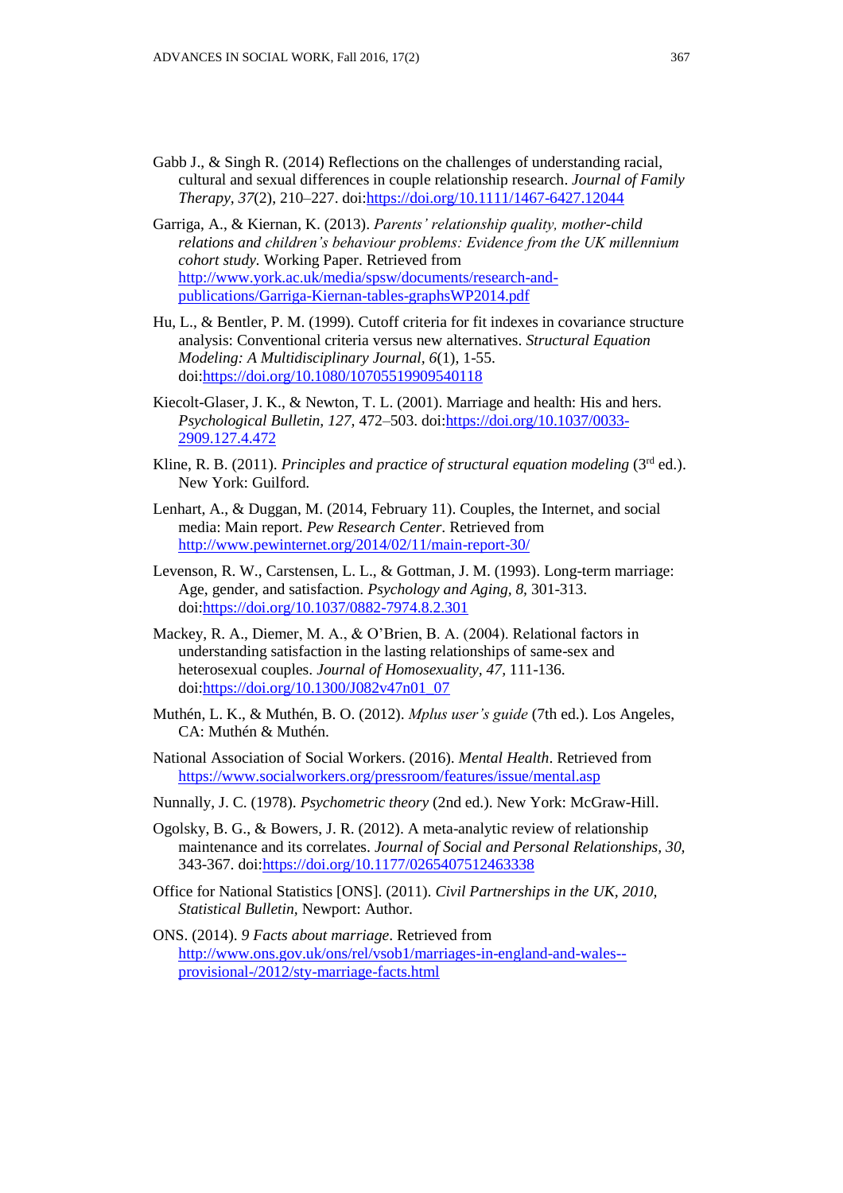Gabb J., & Singh R. (2014) Reflections on the challenges of understanding racial, cultural and sexual differences in couple relationship research. *Journal of Family Therapy, 37*(2), 210–227. doi:https://doi.org/10.1111/1467-6427.12044

Garriga, A., & Kiernan, K. (2013). *Parents' relationship quality, mother-child relations and children's behaviour problems: Evidence from the UK millennium cohort study.* Working Paper. Retrieved from http://www.york.ac.uk/media/spsw/documents/research-and-publications/Garriga-Kiernan-tables-graphsWP2014.pdf

Hu, L., & Bentler, P. M. (1999). Cutoff criteria for fit indexes in covariance structure analysis: Conventional criteria versus new alternatives. *Structural Equation Modeling: A Multidisciplinary Journal, 6*(1), 1-55. doi:https://doi.org/10.1080/10705519909540118

Kiecolt-Glaser, J. K., & Newton, T. L. (2001). Marriage and health: His and hers. *Psychological Bulletin, 127,* 472–503. doi:https://doi.org/10.1037/0033-2909.127.4.472

Kline, R. B. (2011). *Principles and practice of structural equation modeling* (3rd ed.). New York: Guilford.

Lenhart, A., & Duggan, M. (2014, February 11). Couples, the Internet, and social media: Main report. *Pew Research Center*. Retrieved from http://www.pewinternet.org/2014/02/11/main-report-30/

Levenson, R. W., Carstensen, L. L., & Gottman, J. M. (1993). Long-term marriage: Age, gender, and satisfaction. *Psychology and Aging, 8,* 301-313. doi:https://doi.org/10.1037/0882-7974.8.2.301

Mackey, R. A., Diemer, M. A., & O'Brien, B. A. (2004). Relational factors in understanding satisfaction in the lasting relationships of same-sex and heterosexual couples. *Journal of Homosexuality, 47,* 111-136. doi:https://doi.org/10.1300/J082v47n01_07

Muthén, L. K., & Muthén, B. O. (2012). *Mplus user's guide* (7th ed.). Los Angeles, CA: Muthén & Muthén.

National Association of Social Workers. (2016). *Mental Health*. Retrieved from https://www.socialworkers.org/pressroom/features/issue/mental.asp

Nunnally, J. C. (1978). *Psychometric theory* (2nd ed.). New York: McGraw-Hill.

Ogolsky, B. G., & Bowers, J. R. (2012). A meta-analytic review of relationship maintenance and its correlates. *Journal of Social and Personal Relationships, 30,* 343-367. doi:https://doi.org/10.1177/0265407512463338

Office for National Statistics [ONS]. (2011). *Civil Partnerships in the UK, 2010, Statistical Bulletin,* Newport: Author.

ONS. (2014). *9 Facts about marriage*. Retrieved from http://www.ons.gov.uk/ons/rel/vsob1/marriages-in-england-and-wales--provisional-/2012/sty-marriage-facts.html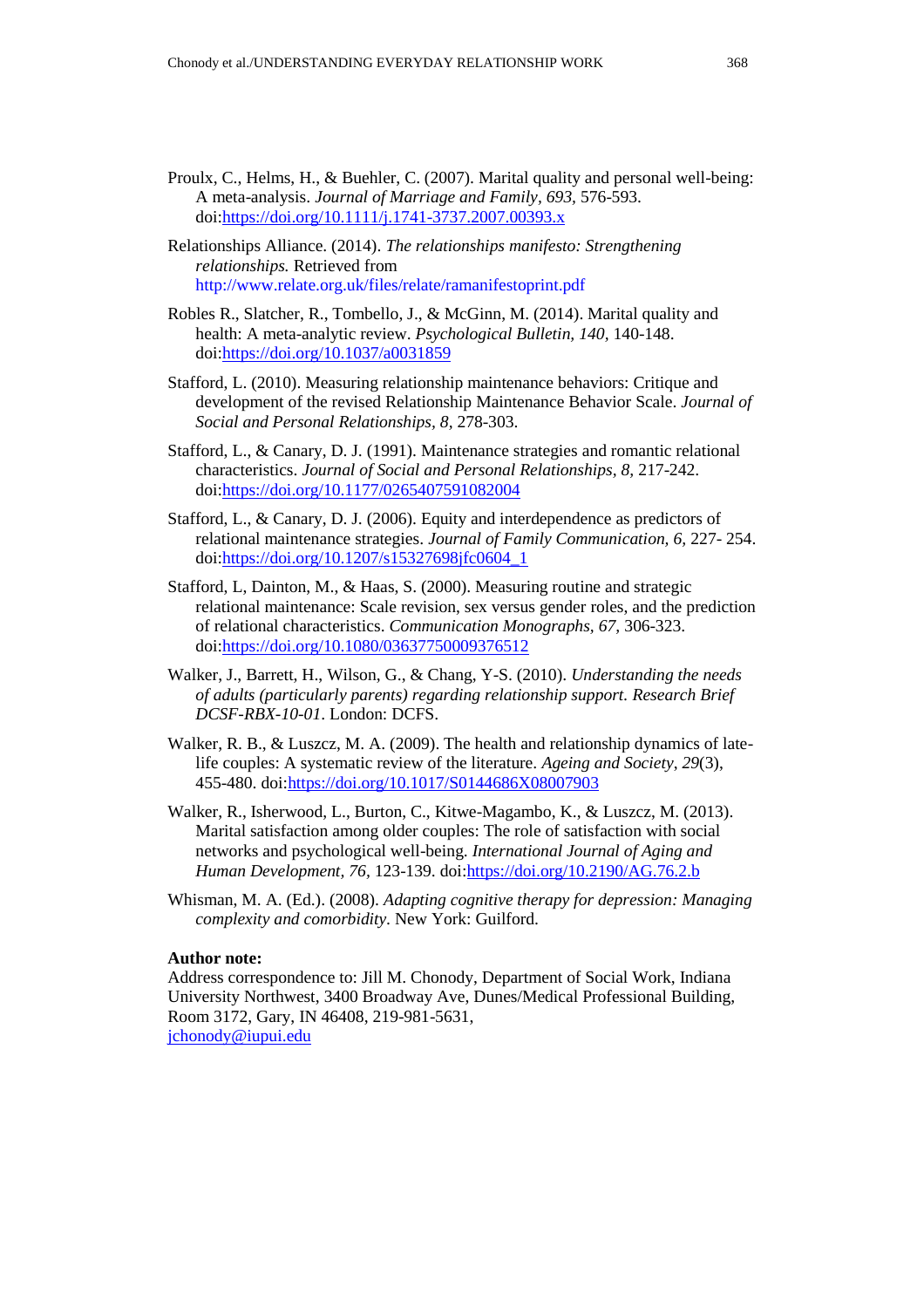Proulx, C., Helms, H., & Buehler, C. (2007). Marital quality and personal well-being: A meta-analysis. *Journal of Marriage and Family, 693*, 576-593. doi:https://doi.org/10.1111/j.1741-3737.2007.00393.x

Relationships Alliance. (2014). *The relationships manifesto: Strengthening relationships.* Retrieved from http://www.relate.org.uk/files/relate/ramanifestoprint.pdf

Robles R., Slatcher, R., Tombello, J., & McGinn, M. (2014). Marital quality and health: A meta-analytic review. *Psychological Bulletin, 140*, 140-148. doi:https://doi.org/10.1037/a0031859

Stafford, L. (2010). Measuring relationship maintenance behaviors: Critique and development of the revised Relationship Maintenance Behavior Scale. *Journal of Social and Personal Relationships, 8*, 278-303.

Stafford, L., & Canary, D. J. (1991). Maintenance strategies and romantic relational characteristics. *Journal of Social and Personal Relationships, 8*, 217-242. doi:https://doi.org/10.1177/0265407591082004

Stafford, L., & Canary, D. J. (2006). Equity and interdependence as predictors of relational maintenance strategies. *Journal of Family Communication, 6*, 227- 254. doi:https://doi.org/10.1207/s15327698jfc0604_1

Stafford, L, Dainton, M., & Haas, S. (2000). Measuring routine and strategic relational maintenance: Scale revision, sex versus gender roles, and the prediction of relational characteristics. *Communication Monographs, 67*, 306-323. doi:https://doi.org/10.1080/03637750009376512

Walker, J., Barrett, H., Wilson, G., & Chang, Y-S. (2010). *Understanding the needs of adults (particularly parents) regarding relationship support. Research Brief DCSF-RBX-10-01*. London: DCFS.

Walker, R. B., & Luszcz, M. A. (2009). The health and relationship dynamics of late-life couples: A systematic review of the literature. *Ageing and Society*, *29*(3), 455-480. doi:https://doi.org/10.1017/S0144686X08007903

Walker, R., Isherwood, L., Burton, C., Kitwe-Magambo, K., & Luszcz, M. (2013). Marital satisfaction among older couples: The role of satisfaction with social networks and psychological well-being. *International Journal of Aging and Human Development, 76*, 123-139. doi:https://doi.org/10.2190/AG.76.2.b

Whisman, M. A. (Ed.). (2008). *Adapting cognitive therapy for depression: Managing complexity and comorbidity*. New York: Guilford.

**Author note:**
Address correspondence to: Jill M. Chonody, Department of Social Work, Indiana University Northwest, 3400 Broadway Ave, Dunes/Medical Professional Building, Room 3172, Gary, IN 46408, 219-981-5631, jchonody@iupui.edu